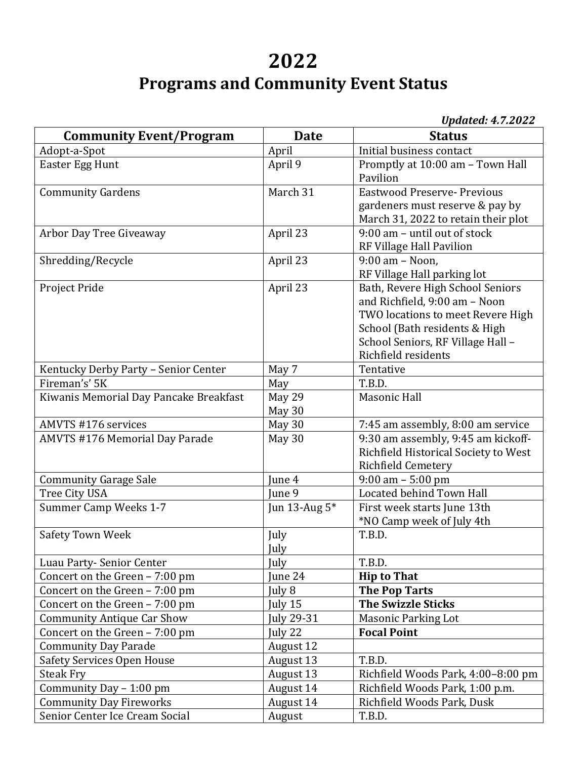# 2022

## Programs and Community Event Status

***Updated: 4.7.2022***

| Community Event/Program | Date | Status |
| --- | --- | --- |
| Adopt-a-Spot | April | Initial business contact |
| Easter Egg Hunt | April 9 | Promptly at 10:00 am – Town Hall Pavilion |
| Community Gardens | March 31 | Eastwood Preserve- Previous gardeners must reserve & pay by March 31, 2022 to retain their plot |
| Arbor Day Tree Giveaway | April 23 | 9:00 am – until out of stock<br>RF Village Hall Pavilion |
| Shredding/Recycle | April 23 | 9:00 am – Noon,<br>RF Village Hall parking lot |
| Project Pride | April 23 | Bath, Revere High School Seniors and Richfield, 9:00 am – Noon<br>TWO locations to meet Revere High School (Bath residents & High School Seniors, RF Village Hall – Richfield residents |
| Kentucky Derby Party – Senior Center | May 7 | Tentative |
| Fireman's' 5K | May | T.B.D. |
| Kiwanis Memorial Day Pancake Breakfast | May 29<br>May 30 | Masonic Hall |
| AMVTS #176 services | May 30 | 7:45 am assembly, 8:00 am service |
| AMVTS #176 Memorial Day Parade | May 30 | 9:30 am assembly, 9:45 am kickoff-Richfield Historical Society to West Richfield Cemetery |
| Community Garage Sale | June 4 | 9:00 am – 5:00 pm |
| Tree City USA | June 9 | Located behind Town Hall |
| Summer Camp Weeks 1-7 | Jun 13-Aug 5* | First week starts June 13th<br>*NO Camp week of July 4th |
| Safety Town Week | July<br>July | T.B.D. |
| Luau Party- Senior Center | July | T.B.D. |
| Concert on the Green – 7:00 pm | June 24 | **Hip to That** |
| Concert on the Green – 7:00 pm | July 8 | **The Pop Tarts** |
| Concert on the Green – 7:00 pm | July 15 | **The Swizzle Sticks** |
| Community Antique Car Show | July 29-31 | Masonic Parking Lot |
| Concert on the Green – 7:00 pm | July 22 | **Focal Point** |
| Community Day Parade | August 12 | |
| Safety Services Open House | August 13 | T.B.D. |
| Steak Fry | August 13 | Richfield Woods Park, 4:00–8:00 pm |
| Community Day – 1:00 pm | August 14 | Richfield Woods Park, 1:00 p.m. |
| Community Day Fireworks | August 14 | Richfield Woods Park, Dusk |
| Senior Center Ice Cream Social | August | T.B.D. |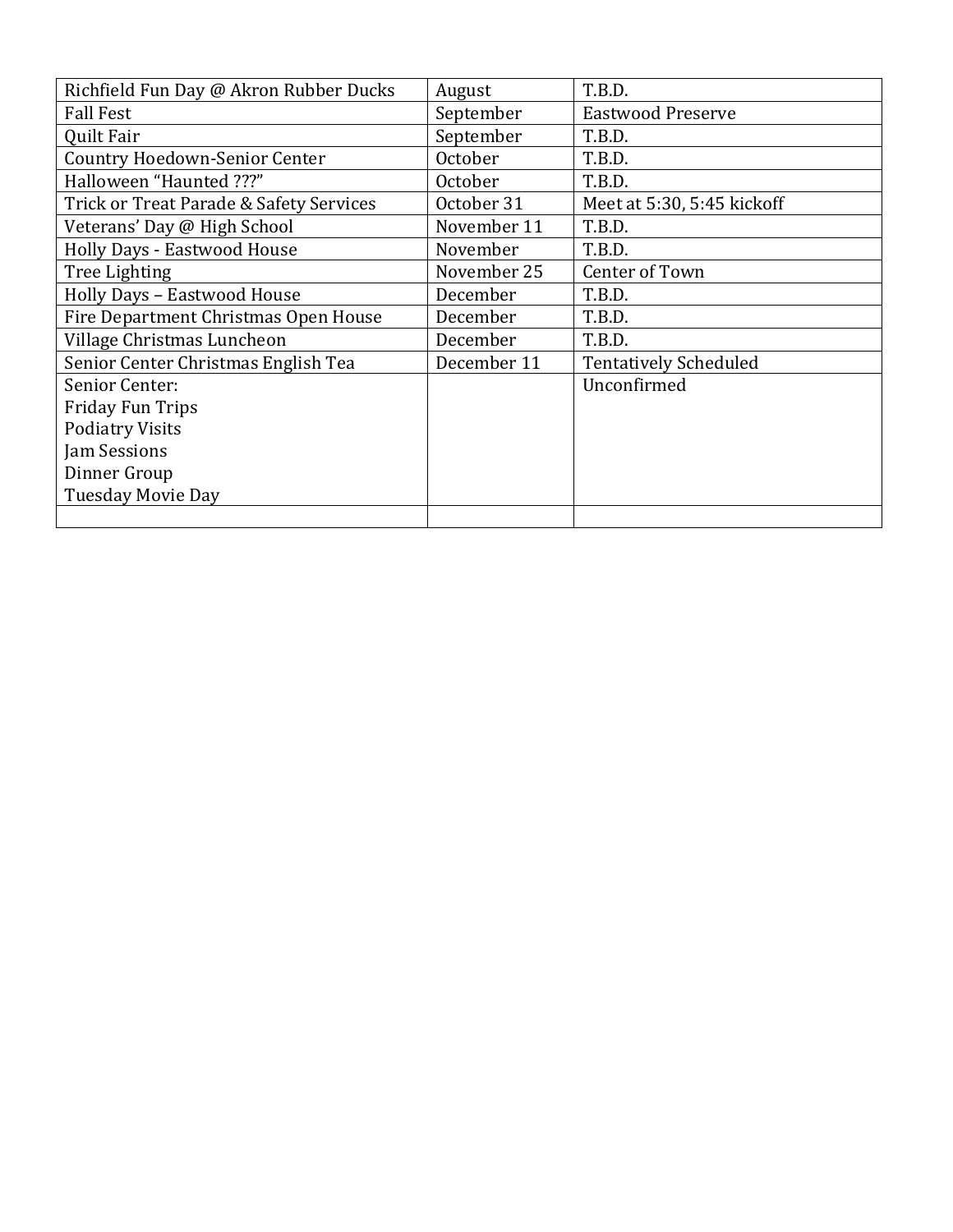| | | |
|---|---|---|
| Richfield Fun Day @ Akron Rubber Ducks | August | T.B.D. |
| Fall Fest | September | Eastwood Preserve |
| Quilt Fair | September | T.B.D. |
| Country Hoedown-Senior Center | October | T.B.D. |
| Halloween "Haunted ???" | October | T.B.D. |
| Trick or Treat Parade & Safety Services | October 31 | Meet at 5:30, 5:45 kickoff |
| Veterans' Day @ High School | November 11 | T.B.D. |
| Holly Days - Eastwood House | November | T.B.D. |
| Tree Lighting | November 25 | Center of Town |
| Holly Days – Eastwood House | December | T.B.D. |
| Fire Department Christmas Open House | December | T.B.D. |
| Village Christmas Luncheon | December | T.B.D. |
| Senior Center Christmas English Tea | December 11 | Tentatively Scheduled |
| Senior Center:<br>Friday Fun Trips<br>Podiatry Visits<br>Jam Sessions<br>Dinner Group<br>Tuesday Movie Day | | Unconfirmed |
| | | |